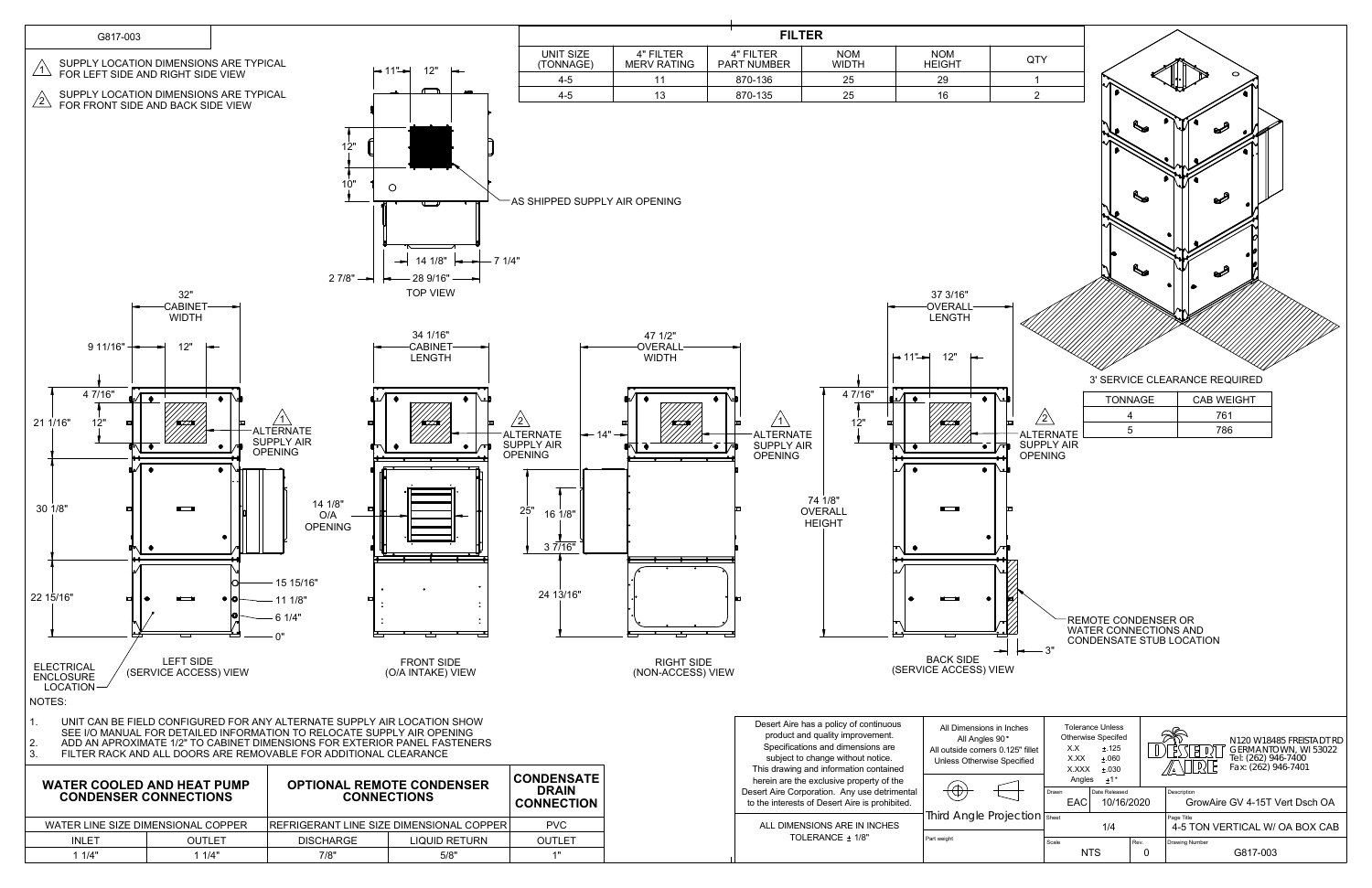G817-003

1. SUPPLY LOCATION DIMENSIONS ARE TYPICAL FOR LEFT SIDE AND RIGHT SIDE VIEW
2. SUPPLY LOCATION DIMENSIONS ARE TYPICAL FOR FRONT SIDE AND BACK SIDE VIEW

## FILTER

| UNIT SIZE (TONNAGE) | 4" FILTER MERV RATING | 4" FILTER PART NUMBER | NOM WIDTH | NOM HEIGHT | QTY |
|---|---|---|---|---|---|
| 4-5 | 11 | 870-136 | 25 | 29 | 1 |
| 4-5 | 13 | 870-135 | 25 | 16 | 2 |

TOP VIEW: 11", 12", 12", 10", AS SHIPPED SUPPLY AIR OPENING, 14 1/8", 7 1/4", 2 7/8", 28 9/16"

LEFT SIDE (SERVICE ACCESS) VIEW: 32" CABINET WIDTH, 9 11/16", 12", 4 7/16", 12", 21 1/16", 30 1/8", 22 15/16", ALTERNATE SUPPLY AIR OPENING (1), 15 15/16", 11 1/8", 6 1/4", 0", ELECTRICAL ENCLOSURE LOCATION

FRONT SIDE (O/A INTAKE) VIEW: 34 1/16" CABINET LENGTH, ALTERNATE SUPPLY AIR OPENING (2), 14 1/8" O/A OPENING

RIGHT SIDE (NON-ACCESS) VIEW: 47 1/2" OVERALL WIDTH, 14", 25", 16 1/8", 3 7/16", 24 13/16", ALTERNATE SUPPLY AIR OPENING (1)

BACK SIDE (SERVICE ACCESS) VIEW: 37 3/16" OVERALL LENGTH, 11", 12", 4 7/16", 12", 74 1/8" OVERALL HEIGHT, ALTERNATE SUPPLY AIR OPENING (2), REMOTE CONDENSER OR WATER CONNECTIONS AND CONDENSATE STUB LOCATION, 3"

3' SERVICE CLEARANCE REQUIRED

| TONNAGE | CAB WEIGHT |
|---|---|
| 4 | 761 |
| 5 | 786 |

NOTES:

1. UNIT CAN BE FIELD CONFIGURED FOR ANY ALTERNATE SUPPLY AIR LOCATION SHOW SEE I/O MANUAL FOR DETAILED INFORMATION TO RELOCATE SUPPLY AIR OPENING
2. ADD AN APPROXIMATE 1/2" TO CABINET DIMENSIONS FOR EXTERIOR PANEL FASTENERS
3. FILTER RACK AND ALL DOORS ARE REMOVABLE FOR ADDITIONAL CLEARANCE

| WATER COOLED AND HEAT PUMP CONDENSER CONNECTIONS | | OPTIONAL REMOTE CONDENSER CONNECTIONS | | CONDENSATE DRAIN CONNECTION |
|---|---|---|---|---|
| WATER LINE SIZE DIMENSIONAL COPPER | | REFRIGERANT LINE SIZE DIMENSIONAL COPPER | | PVC |
| INLET | OUTLET | DISCHARGE | LIQUID RETURN | OUTLET |
| 1 1/4" | 1 1/4" | 7/8" | 5/8" | 1" |

Desert Aire has a policy of continuous product and quality improvement. Specifications and dimensions are subject to change without notice. This drawing and information contained herein are the exclusive property of the Desert Aire Corporation. Any use detrimental to the interests of Desert Aire is prohibited.

ALL DIMENSIONS ARE IN INCHES TOLERANCE ± 1/8"

All Dimensions in Inches
All Angles 90°
All outside corners 0.125" fillet
Unless Otherwise Specified

Third Angle Projection

Part weight

Tolerance Unless Otherwise Specifed
X.X ±.125
X.XX ±.060
X.XXX ±.030
Angles ±1°

Drawn: EAC | Date Released: 10/16/2020
Sheet: 1/4
Scale: NTS | Rev.: 0

DESERT AIRE — N120 W18485 FREISTADT RD GERMANTOWN, WI 53022 Tel: (262) 946-7400 Fax: (262) 946-7401

Description: GrowAire GV 4-15T Vert Dsch OA
Page Title: 4-5 TON VERTICAL W/ OA BOX CAB
Drawing Number: G817-003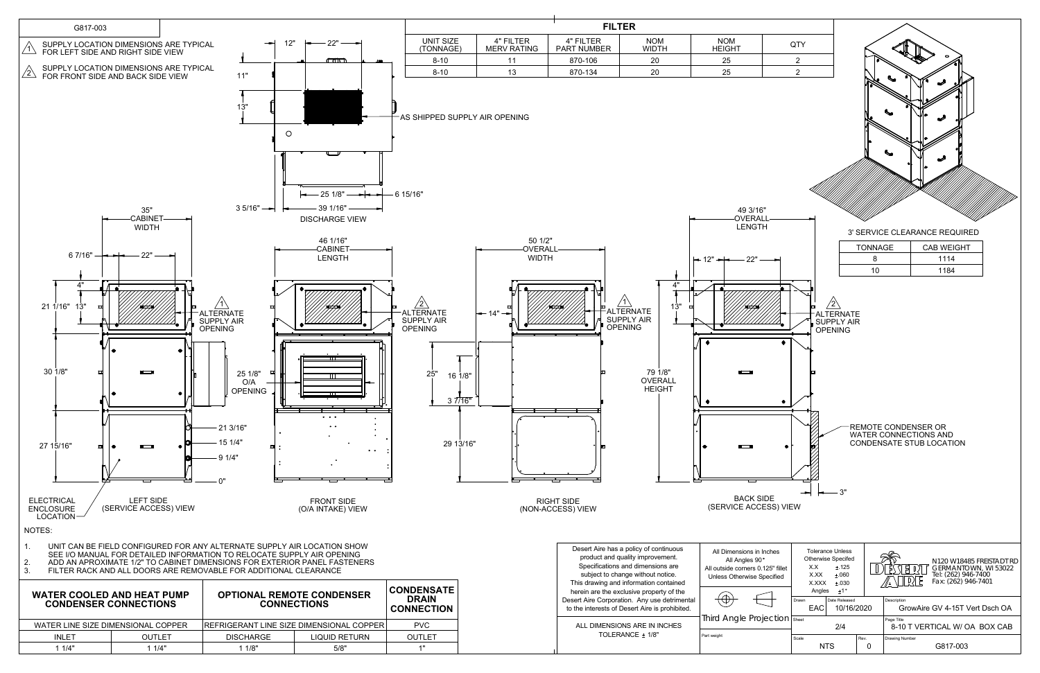G817-003

1. SUPPLY LOCATION DIMENSIONS ARE TYPICAL FOR LEFT SIDE AND RIGHT SIDE VIEW
2. SUPPLY LOCATION DIMENSIONS ARE TYPICAL FOR FRONT SIDE AND BACK SIDE VIEW

## FILTER

| UNIT SIZE (TONNAGE) | 4" FILTER MERV RATING | 4" FILTER PART NUMBER | NOM WIDTH | NOM HEIGHT | QTY |
|---|---|---|---|---|---|
| 8-10 | 11 | 870-106 | 20 | 25 | 2 |
| 8-10 | 13 | 870-134 | 20 | 25 | 2 |

DISCHARGE VIEW: 12", 22", 11", 13", AS SHIPPED SUPPLY AIR OPENING, 25 1/8", 6 15/16", 3 5/16", 39 1/16"

LEFT SIDE (SERVICE ACCESS) VIEW: 35" CABINET WIDTH, 6 7/16", 22", 4", 21 1/16", 13", ALTERNATE SUPPLY AIR OPENING (1), 30 1/8", 27 15/16", 21 3/16", 15 1/4", 9 1/4", 0", ELECTRICAL ENCLOSURE LOCATION

FRONT SIDE (O/A INTAKE) VIEW: 46 1/16" CABINET LENGTH, ALTERNATE SUPPLY AIR OPENING (2), 25 1/8" O/A OPENING

RIGHT SIDE (NON-ACCESS) VIEW: 50 1/2" OVERALL WIDTH, 14", ALTERNATE SUPPLY AIR OPENING (1), 25", 16 1/8", 3 7/16", 29 13/16"

BACK SIDE (SERVICE ACCESS) VIEW: 49 3/16" OVERALL LENGTH, 12", 22", 4", 13", ALTERNATE SUPPLY AIR OPENING (2), 79 1/8" OVERALL HEIGHT, REMOTE CONDENSER OR WATER CONNECTIONS AND CONDENSATE STUB LOCATION, 3"

3' SERVICE CLEARANCE REQUIRED

| TONNAGE | CAB WEIGHT |
|---|---|
| 8 | 1114 |
| 10 | 1184 |

NOTES:

1. UNIT CAN BE FIELD CONFIGURED FOR ANY ALTERNATE SUPPLY AIR LOCATION SHOW SEE I/O MANUAL FOR DETAILED INFORMATION TO RELOCATE SUPPLY AIR OPENING
2. ADD AN APROXIMATE 1/2" TO CABINET DIMENSIONS FOR EXTERIOR PANEL FASTENERS
3. FILTER RACK AND ALL DOORS ARE REMOVABLE FOR ADDITIONAL CLEARANCE

| WATER COOLED AND HEAT PUMP CONDENSER CONNECTIONS | | OPTIONAL REMOTE CONDENSER CONNECTIONS | | CONDENSATE DRAIN CONNECTION |
|---|---|---|---|---|
| WATER LINE SIZE DIMENSIONAL COPPER | | REFRIGERANT LINE SIZE DIMENSIONAL COPPER | | PVC |
| INLET | OUTLET | DISCHARGE | LIQUID RETURN | OUTLET |
| 1 1/4" | 1 1/4" | 1 1/8" | 5/8" | 1" |

Desert Aire has a policy of continuous product and quality improvement. Specifications and dimensions are subject to change without notice. This drawing and information contained herein are the exclusive property of the Desert Aire Corporation. Any use detrimental to the interests of Desert Aire is prohibited.

ALL DIMENSIONS ARE IN INCHES TOLERANCE ± 1/8"

All Dimensions in Inches
All Angles 90°
All outside corners 0.125" fillet
Unless Otherwise Specified

Third Angle Projection

Part weight

Tolerance Unless Otherwise Specifed
X.X ±.125
X.XX ±.060
X.XXX ±.030
Angles ±1°

| Drawn | Date Released | Description |
|---|---|---|
| EAC | 10/16/2020 | GrowAire GV 4-15T Vert Dsch OA |

| Sheet | Page Title |
|---|---|
| 2/4 | 8-10 T VERTICAL W/ OA BOX CAB |

| Scale | Rev. | Drawing Number |
|---|---|---|
| NTS | 0 | G817-003 |

DESERT AIRE
N120 W18485 FREISTADT RD
GERMANTOWN, WI 53022
Tel: (262) 946-7400
Fax: (262) 946-7401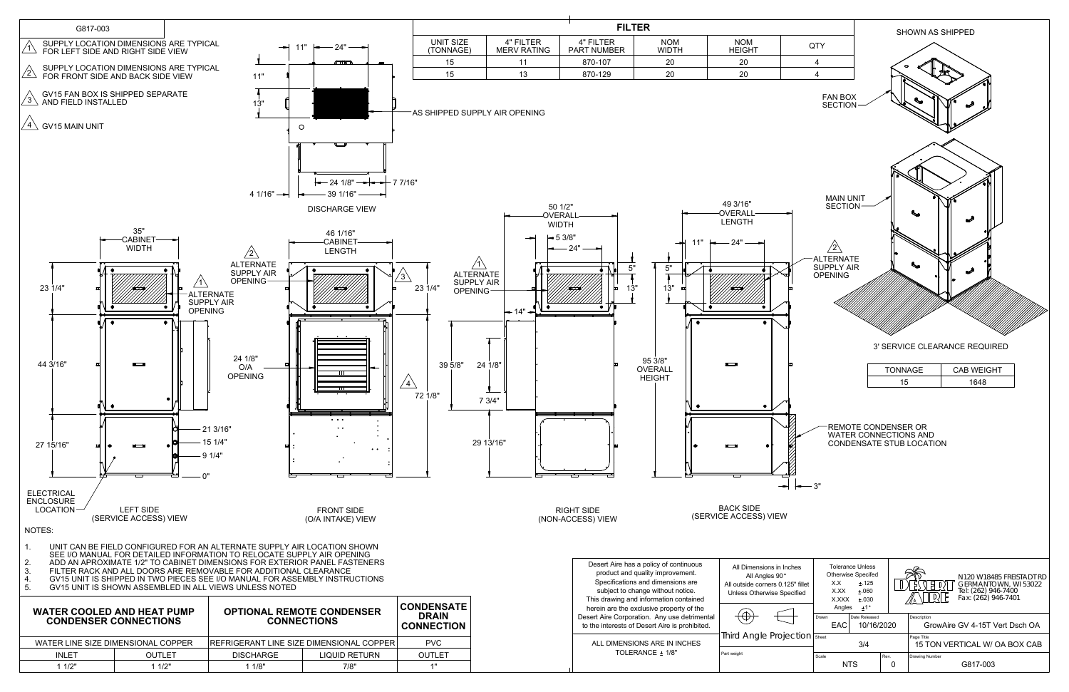G817-003

1. SUPPLY LOCATION DIMENSIONS ARE TYPICAL FOR LEFT SIDE AND RIGHT SIDE VIEW
2. SUPPLY LOCATION DIMENSIONS ARE TYPICAL FOR FRONT SIDE AND BACK SIDE VIEW
3. GV15 FAN BOX IS SHIPPED SEPARATE AND FIELD INSTALLED
4. GV15 MAIN UNIT

| FILTER | | | | | |
|---|---|---|---|---|---|
| UNIT SIZE (TONNAGE) | 4" FILTER MERV RATING | 4" FILTER PART NUMBER | NOM WIDTH | NOM HEIGHT | QTY |
| 15 | 11 | 870-107 | 20 | 20 | 4 |
| 15 | 13 | 870-129 | 20 | 20 | 4 |

SHOWN AS SHIPPED

FAN BOX SECTION

MAIN UNIT SECTION

AS SHIPPED SUPPLY AIR OPENING

DISCHARGE VIEW

11" 24" 11" 13" 24 1/8" 7 7/16" 4 1/16" 39 1/16"

35" CABINET WIDTH

46 1/16" CABINET LENGTH

50 1/2" OVERALL WIDTH

49 3/16" OVERALL LENGTH

ALTERNATE SUPPLY AIR OPENING

24 1/8" O/A OPENING

95 3/8" OVERALL HEIGHT

23 1/4" 44 3/16" 27 15/16" 21 3/16" 15 1/4" 9 1/4" 0" 72 1/8" 39 5/8" 24 1/8" 7 3/4" 29 13/16" 14" 5 3/8" 24" 5" 13" 11" 3"

ELECTRICAL ENCLOSURE LOCATION

LEFT SIDE (SERVICE ACCESS) VIEW

FRONT SIDE (O/A INTAKE) VIEW

RIGHT SIDE (NON-ACCESS) VIEW

BACK SIDE (SERVICE ACCESS) VIEW

REMOTE CONDENSER OR WATER CONNECTIONS AND CONDENSATE STUB LOCATION

3' SERVICE CLEARANCE REQUIRED

| TONNAGE | CAB WEIGHT |
|---|---|
| 15 | 1648 |

NOTES:

1. UNIT CAN BE FIELD CONFIGURED FOR AN ALTERNATE SUPPLY AIR LOCATION SHOWN SEE I/O MANUAL FOR DETAILED INFORMATION TO RELOCATE SUPPLY AIR OPENING
2. ADD AN APROXIMATE 1/2" TO CABINET DIMENSIONS FOR EXTERIOR PANEL FASTENERS
3. FILTER RACK AND ALL DOORS ARE REMOVABLE FOR ADDITIONAL CLEARANCE
4. GV15 UNIT IS SHIPPED IN TWO PIECES SEE I/O MANUAL FOR ASSEMBLY INSTRUCTIONS
5. GV15 UNIT IS SHOWN ASSEMBLED IN ALL VIEWS UNLESS NOTED

| WATER COOLED AND HEAT PUMP CONDENSER CONNECTIONS | | OPTIONAL REMOTE CONDENSER CONNECTIONS | | CONDENSATE DRAIN CONNECTION |
|---|---|---|---|---|
| WATER LINE SIZE DIMENSIONAL COPPER | | REFRIGERANT LINE SIZE DIMENSIONAL COPPER | | PVC |
| INLET | OUTLET | DISCHARGE | LIQUID RETURN | OUTLET |
| 1 1/2" | 1 1/2" | 1 1/8" | 7/8" | 1" |

Desert Aire has a policy of continuous product and quality improvement. Specifications and dimensions are subject to change without notice. This drawing and information contained herein are the exclusive property of the Desert Aire Corporation. Any use detrimental to the interests of Desert Aire is prohibited.

ALL DIMENSIONS ARE IN INCHES TOLERANCE ± 1/8"

All Dimensions in Inches
All Angles 90°
All outside corners 0.125" fillet
Unless Otherwise Specified

Third Angle Projection

Part weight

Tolerance Unless Otherwise Specifed
X.X ±.125
X.XX ±.060
X.XXX ±.030
Angles ±1°

Drawn: EAC | Date Released: 10/16/2020

Sheet: 3/4

Scale: NTS | Rev.: 0

DESERT AIRE
N120 W18485 FREISTADT RD
GERMANTOWN, WI 53022
Tel: (262) 946-7400
Fax: (262) 946-7401

Description: GrowAire GV 4-15T Vert Dsch OA

Page Title: 15 TON VERTICAL W/ OA BOX CAB

Drawing Number: G817-003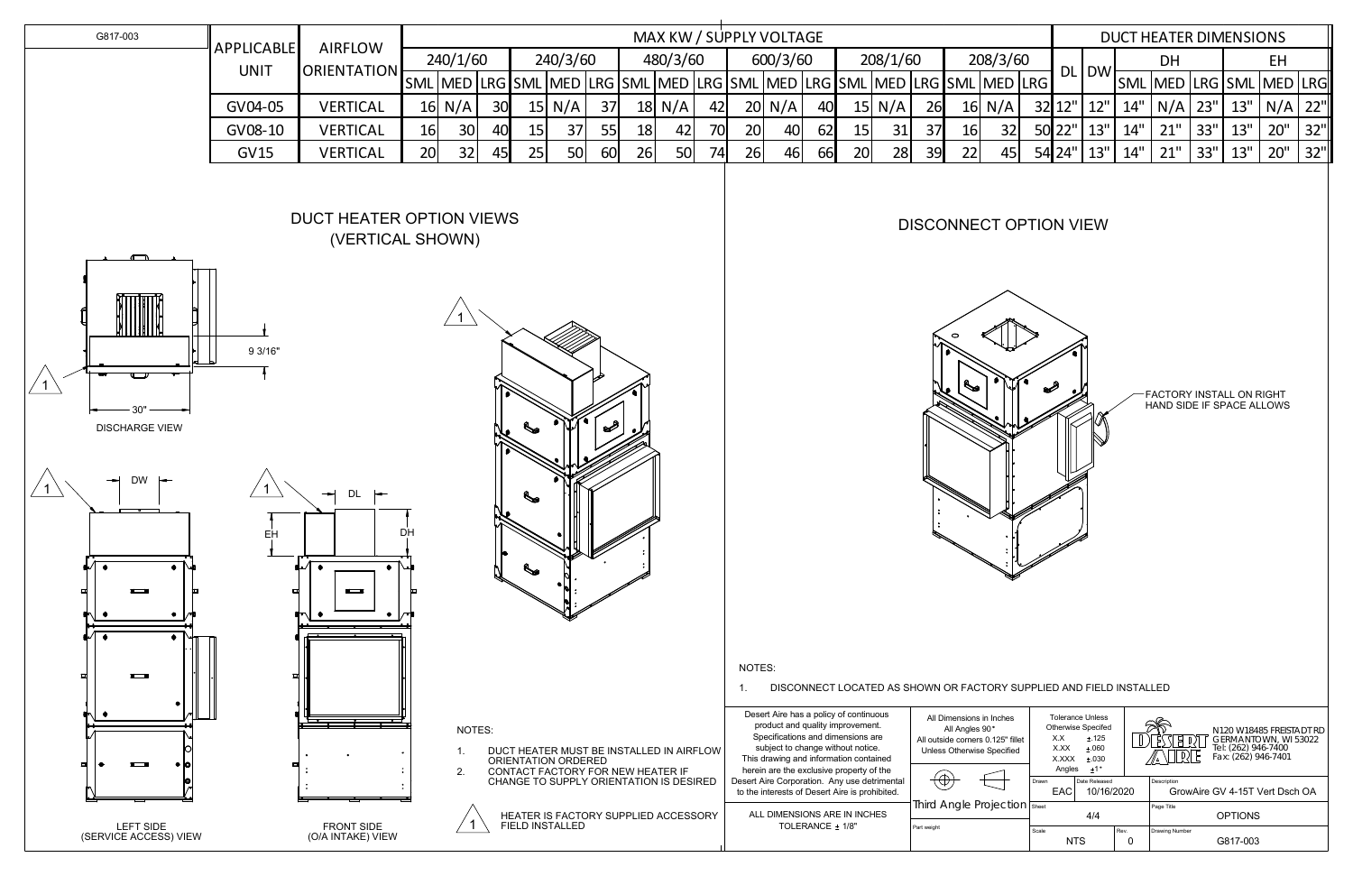G817-003

| APPLICABLE UNIT | AIRFLOW ORIENTATION | MAX KW / SUPPLY VOLTAGE | | | | | | | | | | | | | | | | | | DUCT HEATER DIMENSIONS | | | | | | | |
|---|---|---|---|---|---|---|---|---|---|---|---|---|---|---|---|---|---|---|---|---|---|---|---|---|---|---|---|
| | | 240/1/60 | | | 240/3/60 | | | 480/3/60 | | | 600/3/60 | | | 208/1/60 | | | 208/3/60 | | | DL | DW | DH | | | EH | | |
| | | SML | MED | LRG | SML | MED | LRG | SML | MED | LRG | SML | MED | LRG | SML | MED | LRG | SML | MED | LRG | | | SML | MED | LRG | SML | MED | LRG |
| GV04-05 | VERTICAL | 16 | N/A | 30 | 15 | N/A | 37 | 18 | N/A | 42 | 20 | N/A | 40 | 15 | N/A | 26 | 16 | N/A | 32 | 12" | 12" | 14" | N/A | 23" | 13" | N/A | 22" |
| GV08-10 | VERTICAL | 16 | 30 | 40 | 15 | 37 | 55 | 18 | 42 | 70 | 20 | 40 | 62 | 15 | 31 | 37 | 16 | 32 | 50 | 22" | 13" | 14" | 21" | 33" | 13" | 20" | 32" |
| GV15 | VERTICAL | 20 | 32 | 45 | 25 | 50 | 60 | 26 | 50 | 74 | 26 | 46 | 66 | 20 | 28 | 39 | 22 | 45 | 54 | 24" | 13" | 14" | 21" | 33" | 13" | 20" | 32" |

## DUCT HEATER OPTION VIEWS (VERTICAL SHOWN)

9 3/16"

30"

DISCHARGE VIEW

DW

DL

EH

DH

LEFT SIDE (SERVICE ACCESS) VIEW

FRONT SIDE (O/A INTAKE) VIEW

NOTES:

1. DUCT HEATER MUST BE INSTALLED IN AIRFLOW ORIENTATION ORDERED
2. CONTACT FACTORY FOR NEW HEATER IF CHANGE TO SUPPLY ORIENTATION IS DESIRED

1 HEATER IS FACTORY SUPPLIED ACCESSORY FIELD INSTALLED

## DISCONNECT OPTION VIEW

FACTORY INSTALL ON RIGHT HAND SIDE IF SPACE ALLOWS

NOTES:

1. DISCONNECT LOCATED AS SHOWN OR FACTORY SUPPLIED AND FIELD INSTALLED

Desert Aire has a policy of continuous product and quality improvement. Specifications and dimensions are subject to change without notice. This drawing and information contained herein are the exclusive property of the Desert Aire Corporation. Any use detrimental to the interests of Desert Aire is prohibited.

ALL DIMENSIONS ARE IN INCHES TOLERANCE ± 1/8"

All Dimensions in Inches
All Angles 90°
All outside corners 0.125" fillet
Unless Otherwise Specified

Third Angle Projection

Part weight

Tolerance Unless Otherwise Specifed
X.X ±.125
X.XX ±.060
X.XXX ±.030
Angles ±1°

Drawn: EAC
Date Released: 10/16/2020
Sheet: 4/4
Scale: NTS
Rev.: 0

DESERT AIRE
N120 W18485 FREISTADT RD
GERMANTOWN, WI 53022
Tel: (262) 946-7400
Fax: (262) 946-7401

Description: GrowAire GV 4-15T Vert Dsch OA
Page Title: OPTIONS
Drawing Number: G817-003